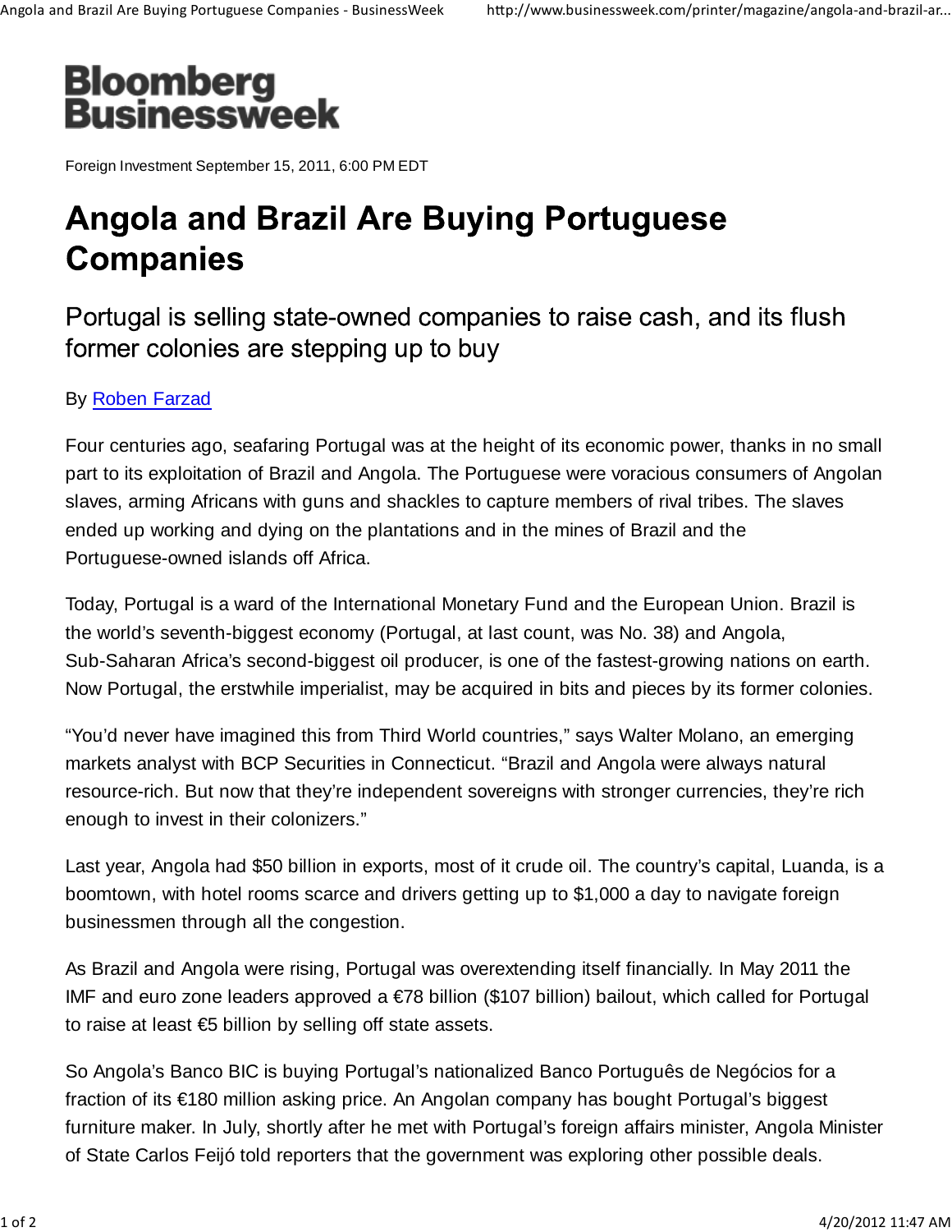**Bloomberg Businessweek**

Foreign Investment September 15, 2011, 6:00 PM EDT

# Angola and Brazil Are Buying Portuguese Companies

## Portugal is selling state-owned companies to raise cash, and its flush former colonies are stepping up to buy

By Roben Farzad

Four centuries ago, seafaring Portugal was at the height of its economic power, thanks in no small part to its exploitation of Brazil and Angola. The Portuguese were voracious consumers of Angolan slaves, arming Africans with guns and shackles to capture members of rival tribes. The slaves ended up working and dying on the plantations and in the mines of Brazil and the Portuguese-owned islands off Africa.

Today, Portugal is a ward of the International Monetary Fund and the European Union. Brazil is the world's seventh-biggest economy (Portugal, at last count, was No. 38) and Angola, Sub-Saharan Africa's second-biggest oil producer, is one of the fastest-growing nations on earth. Now Portugal, the erstwhile imperialist, may be acquired in bits and pieces by its former colonies.

"You'd never have imagined this from Third World countries," says Walter Molano, an emerging markets analyst with BCP Securities in Connecticut. "Brazil and Angola were always natural resource-rich. But now that they're independent sovereigns with stronger currencies, they're rich enough to invest in their colonizers."

Last year, Angola had $50 billion in exports, most of it crude oil. The country's capital, Luanda, is a boomtown, with hotel rooms scarce and drivers getting up to $1,000 a day to navigate foreign businessmen through all the congestion.

As Brazil and Angola were rising, Portugal was overextending itself financially. In May 2011 the IMF and euro zone leaders approved a €78 billion ($107 billion) bailout, which called for Portugal to raise at least €5 billion by selling off state assets.

So Angola's Banco BIC is buying Portugal's nationalized Banco Português de Negócios for a fraction of its €180 million asking price. An Angolan company has bought Portugal's biggest furniture maker. In July, shortly after he met with Portugal's foreign affairs minister, Angola Minister of State Carlos Feijó told reporters that the government was exploring other possible deals.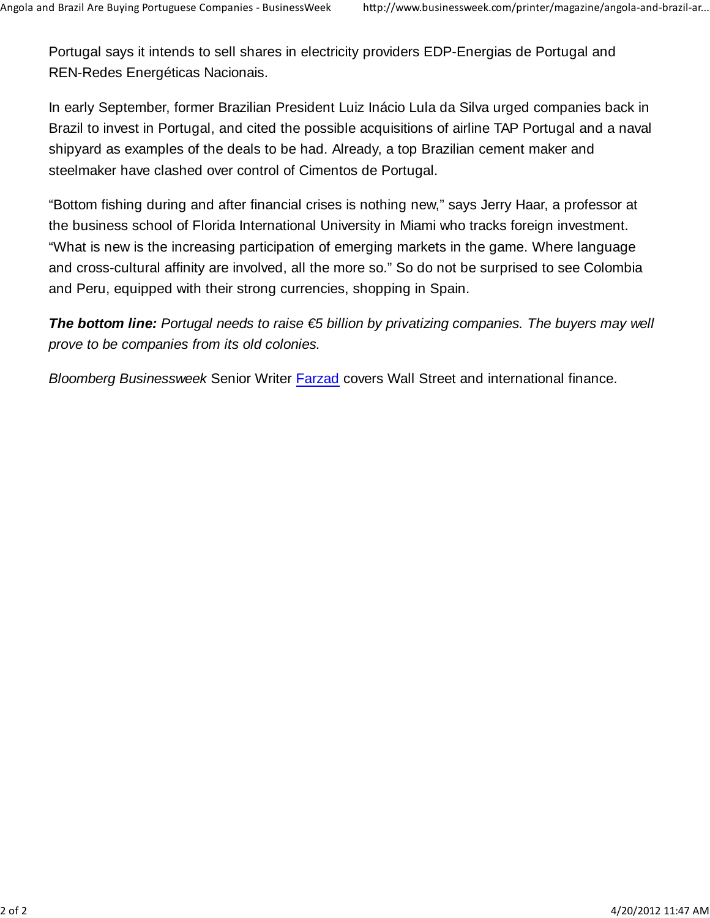Portugal says it intends to sell shares in electricity providers EDP-Energias de Portugal and REN-Redes Energéticas Nacionais.

In early September, former Brazilian President Luiz Inácio Lula da Silva urged companies back in Brazil to invest in Portugal, and cited the possible acquisitions of airline TAP Portugal and a naval shipyard as examples of the deals to be had. Already, a top Brazilian cement maker and steelmaker have clashed over control of Cimentos de Portugal.

“Bottom fishing during and after financial crises is nothing new,” says Jerry Haar, a professor at the business school of Florida International University in Miami who tracks foreign investment. “What is new is the increasing participation of emerging markets in the game. Where language and cross-cultural affinity are involved, all the more so.” So do not be surprised to see Colombia and Peru, equipped with their strong currencies, shopping in Spain.

***The bottom line:*** *Portugal needs to raise €5 billion by privatizing companies. The buyers may well prove to be companies from its old colonies.*

*Bloomberg Businessweek* Senior Writer Farzad covers Wall Street and international finance.